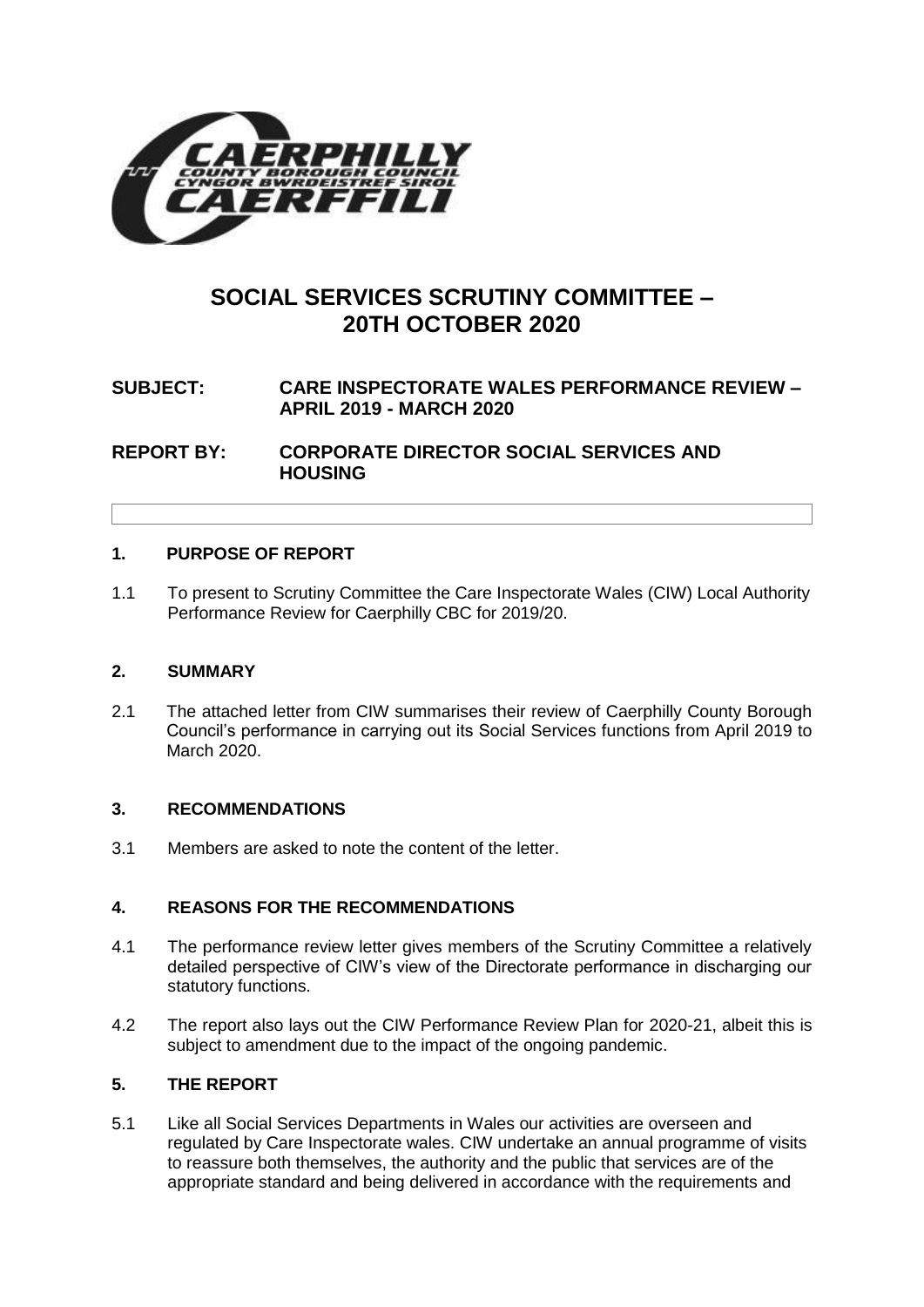# SOCIAL SERVICES SCRUTINY COMMITTEE – 20TH OCTOBER 2020

**SUBJECT:** **CARE INSPECTORATE WALES PERFORMANCE REVIEW – APRIL 2019 - MARCH 2020**

**REPORT BY:** **CORPORATE DIRECTOR SOCIAL SERVICES AND HOUSING**

## 1. PURPOSE OF REPORT

1.1 To present to Scrutiny Committee the Care Inspectorate Wales (CIW) Local Authority Performance Review for Caerphilly CBC for 2019/20.

## 2. SUMMARY

2.1 The attached letter from CIW summarises their review of Caerphilly County Borough Council's performance in carrying out its Social Services functions from April 2019 to March 2020.

## 3. RECOMMENDATIONS

3.1 Members are asked to note the content of the letter.

## 4. REASONS FOR THE RECOMMENDATIONS

4.1 The performance review letter gives members of the Scrutiny Committee a relatively detailed perspective of CIW's view of the Directorate performance in discharging our statutory functions.

4.2 The report also lays out the CIW Performance Review Plan for 2020-21, albeit this is subject to amendment due to the impact of the ongoing pandemic.

## 5. THE REPORT

5.1 Like all Social Services Departments in Wales our activities are overseen and regulated by Care Inspectorate wales. CIW undertake an annual programme of visits to reassure both themselves, the authority and the public that services are of the appropriate standard and being delivered in accordance with the requirements and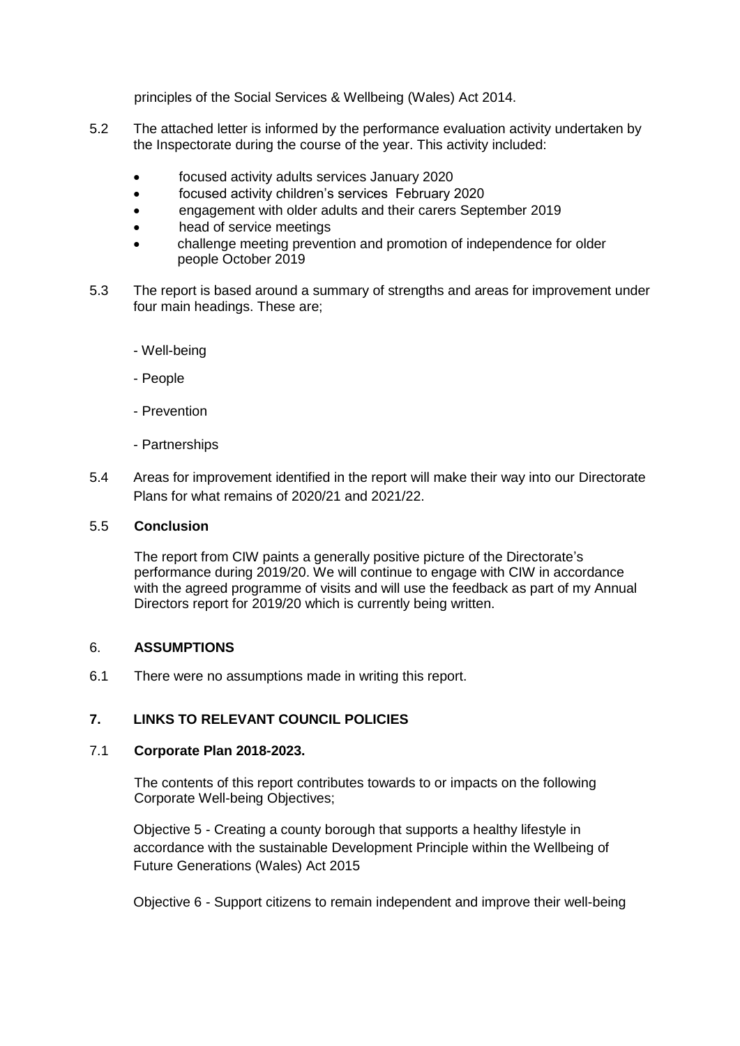principles of the Social Services & Wellbeing (Wales) Act 2014.

5.2 The attached letter is informed by the performance evaluation activity undertaken by the Inspectorate during the course of the year. This activity included:

- focused activity adults services January 2020
- focused activity children's services February 2020
- engagement with older adults and their carers September 2019
- head of service meetings
- challenge meeting prevention and promotion of independence for older people October 2019

5.3 The report is based around a summary of strengths and areas for improvement under four main headings. These are;

- Well-being
- People
- Prevention
- Partnerships

5.4 Areas for improvement identified in the report will make their way into our Directorate Plans for what remains of 2020/21 and 2021/22.

5.5 **Conclusion**

The report from CIW paints a generally positive picture of the Directorate's performance during 2019/20. We will continue to engage with CIW in accordance with the agreed programme of visits and will use the feedback as part of my Annual Directors report for 2019/20 which is currently being written.

## 6. ASSUMPTIONS

6.1 There were no assumptions made in writing this report.

## 7. LINKS TO RELEVANT COUNCIL POLICIES

7.1 **Corporate Plan 2018-2023.**

The contents of this report contributes towards to or impacts on the following Corporate Well-being Objectives;

Objective 5 - Creating a county borough that supports a healthy lifestyle in accordance with the sustainable Development Principle within the Wellbeing of Future Generations (Wales) Act 2015

Objective 6 - Support citizens to remain independent and improve their well-being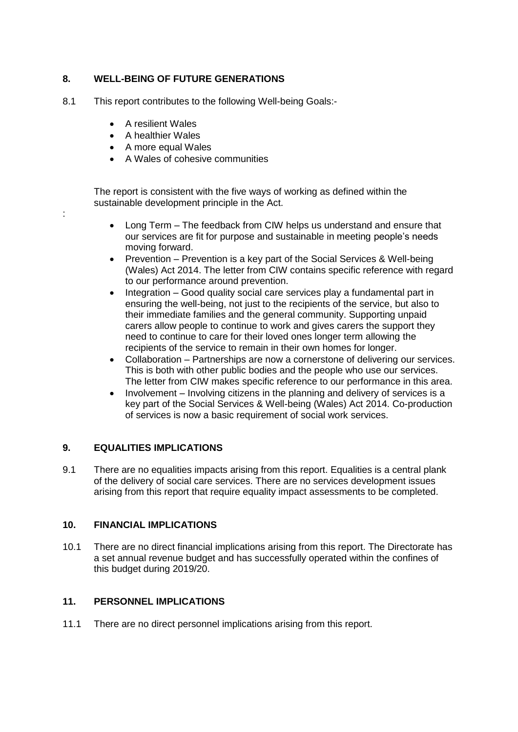## 8. WELL-BEING OF FUTURE GENERATIONS

8.1 This report contributes to the following Well-being Goals:-

- A resilient Wales
- A healthier Wales
- A more equal Wales
- A Wales of cohesive communities

The report is consistent with the five ways of working as defined within the sustainable development principle in the Act.

:

- Long Term – The feedback from CIW helps us understand and ensure that our services are fit for purpose and sustainable in meeting people's needs moving forward.
- Prevention – Prevention is a key part of the Social Services & Well-being (Wales) Act 2014. The letter from CIW contains specific reference with regard to our performance around prevention.
- Integration – Good quality social care services play a fundamental part in ensuring the well-being, not just to the recipients of the service, but also to their immediate families and the general community. Supporting unpaid carers allow people to continue to work and gives carers the support they need to continue to care for their loved ones longer term allowing the recipients of the service to remain in their own homes for longer.
- Collaboration – Partnerships are now a cornerstone of delivering our services. This is both with other public bodies and the people who use our services. The letter from CIW makes specific reference to our performance in this area.
- Involvement – Involving citizens in the planning and delivery of services is a key part of the Social Services & Well-being (Wales) Act 2014. Co-production of services is now a basic requirement of social work services.

## 9. EQUALITIES IMPLICATIONS

9.1 There are no equalities impacts arising from this report. Equalities is a central plank of the delivery of social care services. There are no services development issues arising from this report that require equality impact assessments to be completed.

## 10. FINANCIAL IMPLICATIONS

10.1 There are no direct financial implications arising from this report. The Directorate has a set annual revenue budget and has successfully operated within the confines of this budget during 2019/20.

## 11. PERSONNEL IMPLICATIONS

11.1 There are no direct personnel implications arising from this report.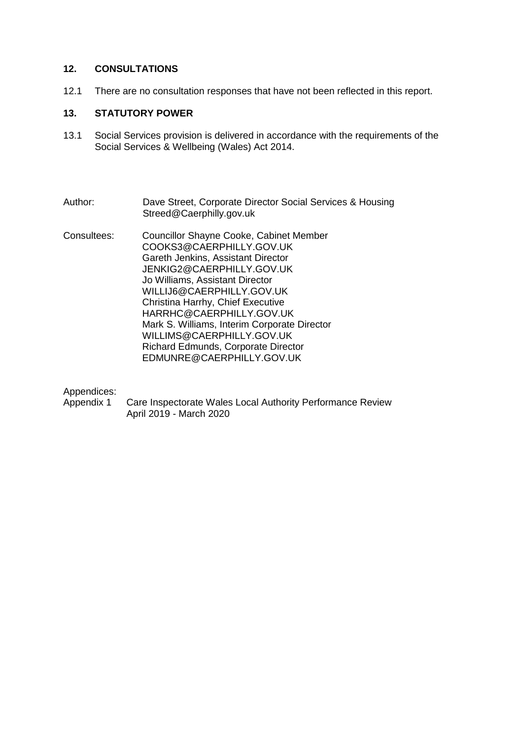## 12. CONSULTATIONS

12.1 There are no consultation responses that have not been reflected in this report.

## 13. STATUTORY POWER

13.1 Social Services provision is delivered in accordance with the requirements of the Social Services & Wellbeing (Wales) Act 2014.

Author: Dave Street, Corporate Director Social Services & Housing
Streed@Caerphilly.gov.uk

Consultees: Councillor Shayne Cooke, Cabinet Member
COOKS3@CAERPHILLY.GOV.UK
Gareth Jenkins, Assistant Director
JENKIG2@CAERPHILLY.GOV.UK
Jo Williams, Assistant Director
WILLIJ6@CAERPHILLY.GOV.UK
Christina Harrhy, Chief Executive
HARRHC@CAERPHILLY.GOV.UK
Mark S. Williams, Interim Corporate Director
WILLIMS@CAERPHILLY.GOV.UK
Richard Edmunds, Corporate Director
EDMUNRE@CAERPHILLY.GOV.UK

Appendices:
Appendix 1 Care Inspectorate Wales Local Authority Performance Review April 2019 - March 2020